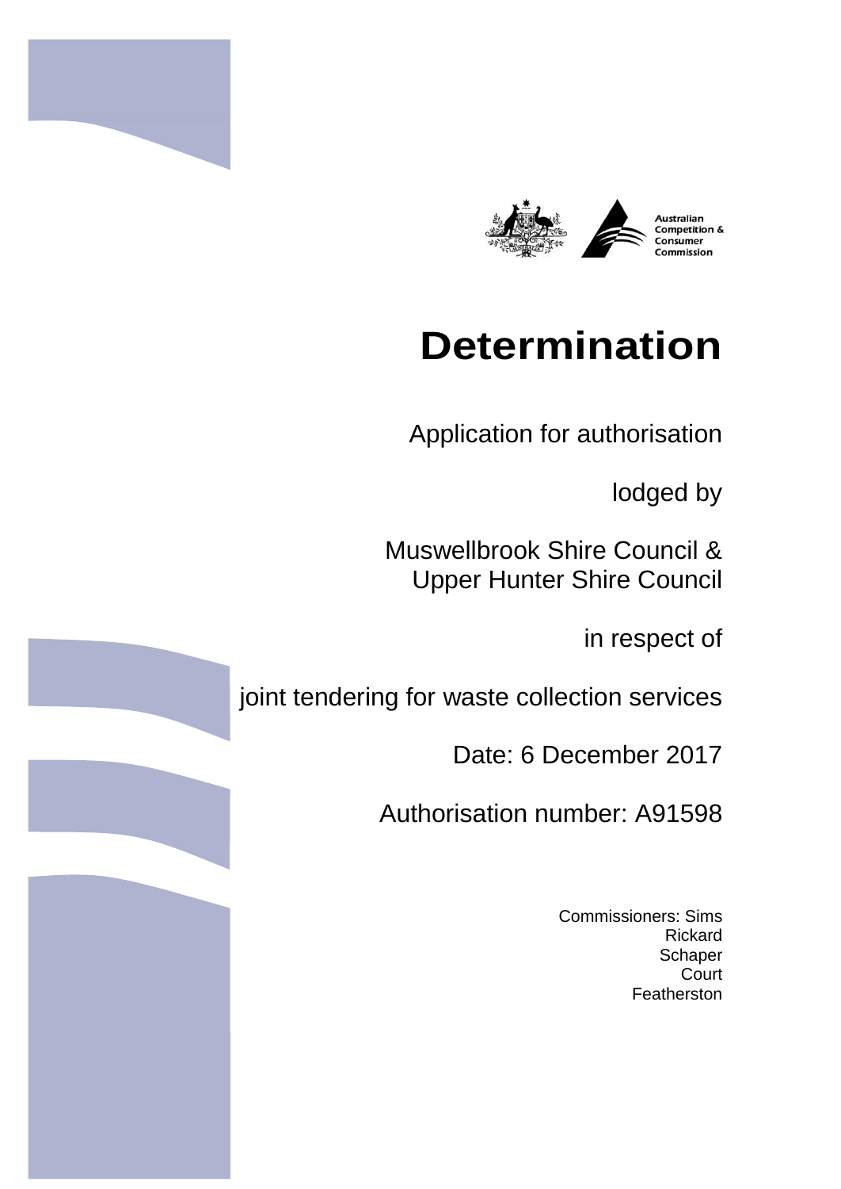Australian Competition & Consumer Commission

# Determination

Application for authorisation

lodged by

Muswellbrook Shire Council &
Upper Hunter Shire Council

in respect of

joint tendering for waste collection services

Date: 6 December 2017

Authorisation number: A91598

Commissioners: Sims
Rickard
Schaper
Court
Featherston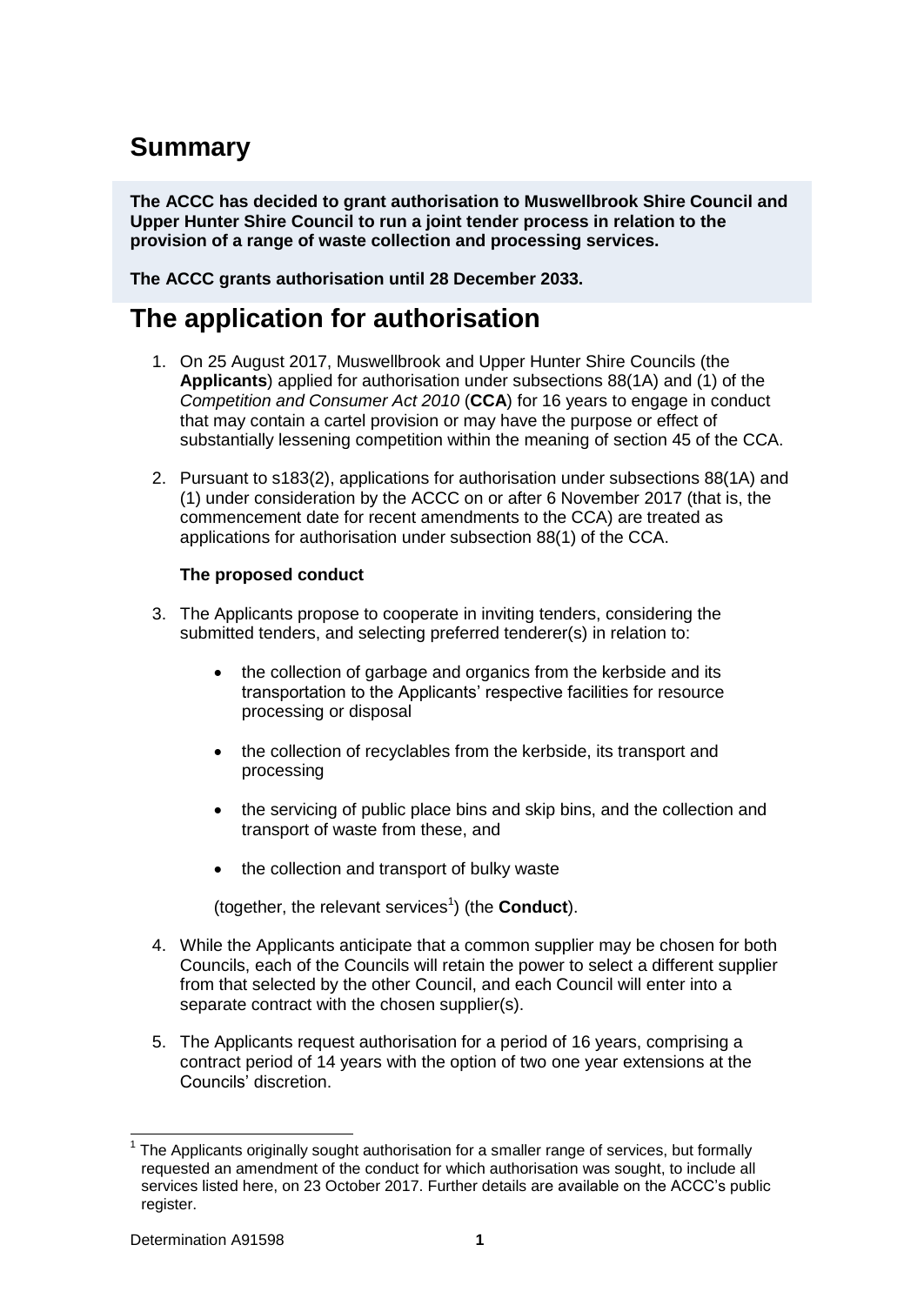# Summary

**The ACCC has decided to grant authorisation to Muswellbrook Shire Council and Upper Hunter Shire Council to run a joint tender process in relation to the provision of a range of waste collection and processing services.**

**The ACCC grants authorisation until 28 December 2033.**

# The application for authorisation

1. On 25 August 2017, Muswellbrook and Upper Hunter Shire Councils (the **Applicants**) applied for authorisation under subsections 88(1A) and (1) of the *Competition and Consumer Act 2010* (**CCA**) for 16 years to engage in conduct that may contain a cartel provision or may have the purpose or effect of substantially lessening competition within the meaning of section 45 of the CCA.

2. Pursuant to s183(2), applications for authorisation under subsections 88(1A) and (1) under consideration by the ACCC on or after 6 November 2017 (that is, the commencement date for recent amendments to the CCA) are treated as applications for authorisation under subsection 88(1) of the CCA.

### The proposed conduct

3. The Applicants propose to cooperate in inviting tenders, considering the submitted tenders, and selecting preferred tenderer(s) in relation to:

   - the collection of garbage and organics from the kerbside and its transportation to the Applicants' respective facilities for resource processing or disposal
   - the collection of recyclables from the kerbside, its transport and processing
   - the servicing of public place bins and skip bins, and the collection and transport of waste from these, and
   - the collection and transport of bulky waste

   (together, the relevant services[1]) (the **Conduct**).

4. While the Applicants anticipate that a common supplier may be chosen for both Councils, each of the Councils will retain the power to select a different supplier from that selected by the other Council, and each Council will enter into a separate contract with the chosen supplier(s).

5. The Applicants request authorisation for a period of 16 years, comprising a contract period of 14 years with the option of two one year extensions at the Councils' discretion.

[1] The Applicants originally sought authorisation for a smaller range of services, but formally requested an amendment of the conduct for which authorisation was sought, to include all services listed here, on 23 October 2017. Further details are available on the ACCC's public register.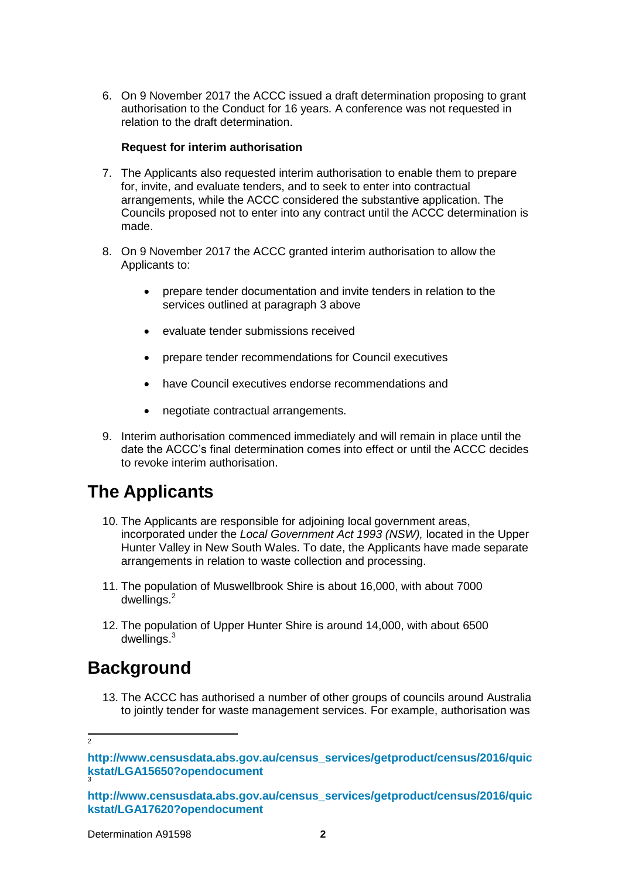6. On 9 November 2017 the ACCC issued a draft determination proposing to grant authorisation to the Conduct for 16 years. A conference was not requested in relation to the draft determination.

**Request for interim authorisation**

7. The Applicants also requested interim authorisation to enable them to prepare for, invite, and evaluate tenders, and to seek to enter into contractual arrangements, while the ACCC considered the substantive application. The Councils proposed not to enter into any contract until the ACCC determination is made.

8. On 9 November 2017 the ACCC granted interim authorisation to allow the Applicants to:

    - prepare tender documentation and invite tenders in relation to the services outlined at paragraph 3 above
    - evaluate tender submissions received
    - prepare tender recommendations for Council executives
    - have Council executives endorse recommendations and
    - negotiate contractual arrangements.

9. Interim authorisation commenced immediately and will remain in place until the date the ACCC's final determination comes into effect or until the ACCC decides to revoke interim authorisation.

## The Applicants

10. The Applicants are responsible for adjoining local government areas, incorporated under the *Local Government Act 1993 (NSW),* located in the Upper Hunter Valley in New South Wales. To date, the Applicants have made separate arrangements in relation to waste collection and processing.

11. The population of Muswellbrook Shire is about 16,000, with about 7000 dwellings.[2]

12. The population of Upper Hunter Shire is around 14,000, with about 6500 dwellings.[3]

## Background

13. The ACCC has authorised a number of other groups of councils around Australia to jointly tender for waste management services. For example, authorisation was

---

[2] **http://www.censusdata.abs.gov.au/census_services/getproduct/census/2016/quickstat/LGA15650?opendocument**

[3] **http://www.censusdata.abs.gov.au/census_services/getproduct/census/2016/quickstat/LGA17620?opendocument**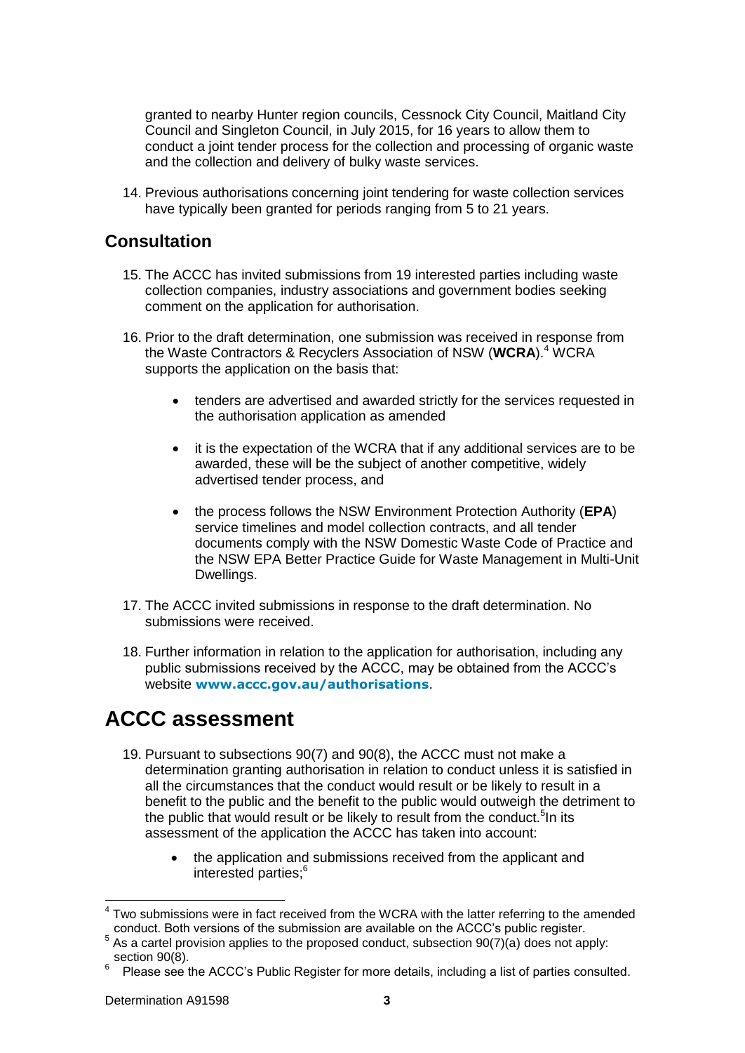granted to nearby Hunter region councils, Cessnock City Council, Maitland City Council and Singleton Council, in July 2015, for 16 years to allow them to conduct a joint tender process for the collection and processing of organic waste and the collection and delivery of bulky waste services.

14. Previous authorisations concerning joint tendering for waste collection services have typically been granted for periods ranging from 5 to 21 years.

## Consultation

15. The ACCC has invited submissions from 19 interested parties including waste collection companies, industry associations and government bodies seeking comment on the application for authorisation.

16. Prior to the draft determination, one submission was received in response from the Waste Contractors & Recyclers Association of NSW (**WCRA**).[4] WCRA supports the application on the basis that:

    - tenders are advertised and awarded strictly for the services requested in the authorisation application as amended
    - it is the expectation of the WCRA that if any additional services are to be awarded, these will be the subject of another competitive, widely advertised tender process, and
    - the process follows the NSW Environment Protection Authority (**EPA**) service timelines and model collection contracts, and all tender documents comply with the NSW Domestic Waste Code of Practice and the NSW EPA Better Practice Guide for Waste Management in Multi-Unit Dwellings.

17. The ACCC invited submissions in response to the draft determination. No submissions were received.

18. Further information in relation to the application for authorisation, including any public submissions received by the ACCC, may be obtained from the ACCC's website **www.accc.gov.au/authorisations**.

# ACCC assessment

19. Pursuant to subsections 90(7) and 90(8), the ACCC must not make a determination granting authorisation in relation to conduct unless it is satisfied in all the circumstances that the conduct would result or be likely to result in a benefit to the public and the benefit to the public would outweigh the detriment to the public that would result or be likely to result from the conduct.[5] In its assessment of the application the ACCC has taken into account:

    - the application and submissions received from the applicant and interested parties;[6]

---

[4] Two submissions were in fact received from the WCRA with the latter referring to the amended conduct. Both versions of the submission are available on the ACCC's public register.

[5] As a cartel provision applies to the proposed conduct, subsection 90(7)(a) does not apply: section 90(8).

[6] Please see the ACCC's Public Register for more details, including a list of parties consulted.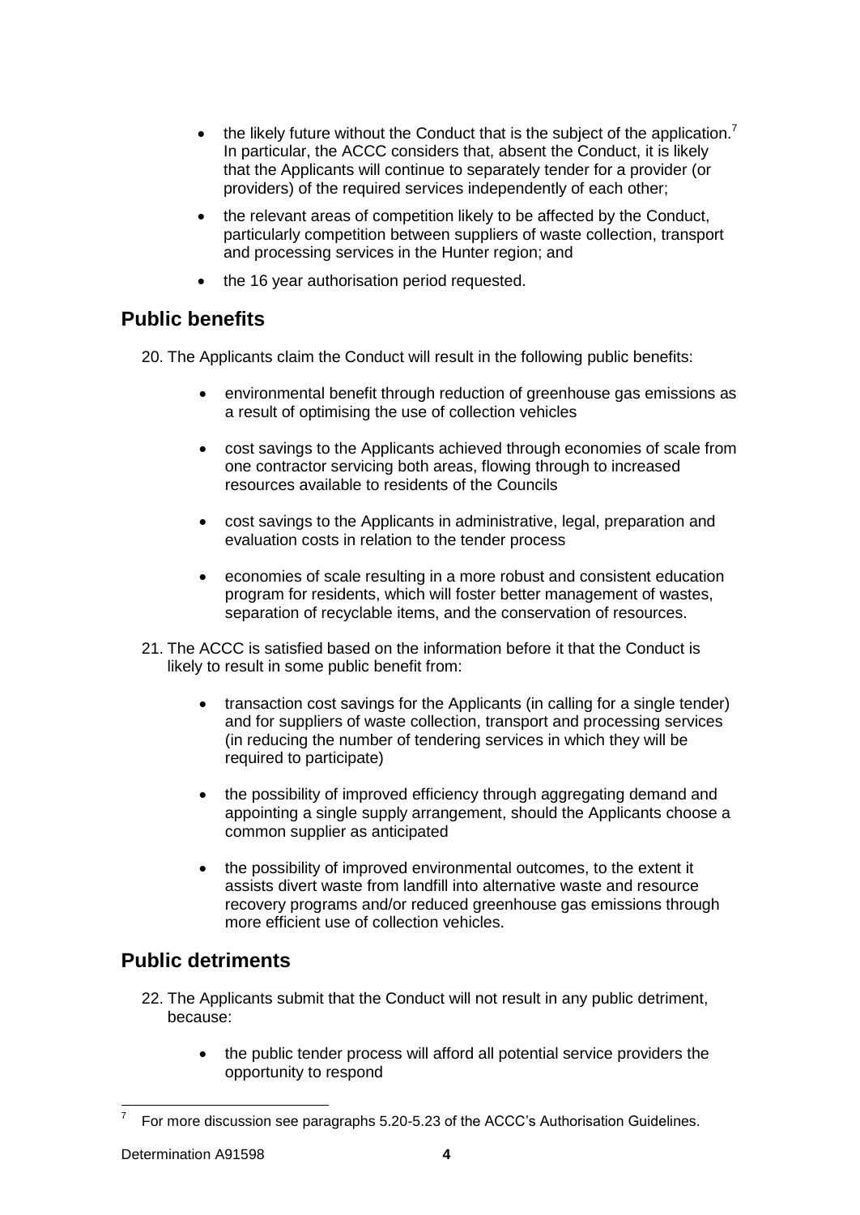- the likely future without the Conduct that is the subject of the application.[7] In particular, the ACCC considers that, absent the Conduct, it is likely that the Applicants will continue to separately tender for a provider (or providers) of the required services independently of each other;
- the relevant areas of competition likely to be affected by the Conduct, particularly competition between suppliers of waste collection, transport and processing services in the Hunter region; and
- the 16 year authorisation period requested.

## Public benefits

20. The Applicants claim the Conduct will result in the following public benefits:

    - environmental benefit through reduction of greenhouse gas emissions as a result of optimising the use of collection vehicles
    - cost savings to the Applicants achieved through economies of scale from one contractor servicing both areas, flowing through to increased resources available to residents of the Councils
    - cost savings to the Applicants in administrative, legal, preparation and evaluation costs in relation to the tender process
    - economies of scale resulting in a more robust and consistent education program for residents, which will foster better management of wastes, separation of recyclable items, and the conservation of resources.

21. The ACCC is satisfied based on the information before it that the Conduct is likely to result in some public benefit from:

    - transaction cost savings for the Applicants (in calling for a single tender) and for suppliers of waste collection, transport and processing services (in reducing the number of tendering services in which they will be required to participate)
    - the possibility of improved efficiency through aggregating demand and appointing a single supply arrangement, should the Applicants choose a common supplier as anticipated
    - the possibility of improved environmental outcomes, to the extent it assists divert waste from landfill into alternative waste and resource recovery programs and/or reduced greenhouse gas emissions through more efficient use of collection vehicles.

## Public detriments

22. The Applicants submit that the Conduct will not result in any public detriment, because:

    - the public tender process will afford all potential service providers the opportunity to respond

[7] For more discussion see paragraphs 5.20-5.23 of the ACCC's Authorisation Guidelines.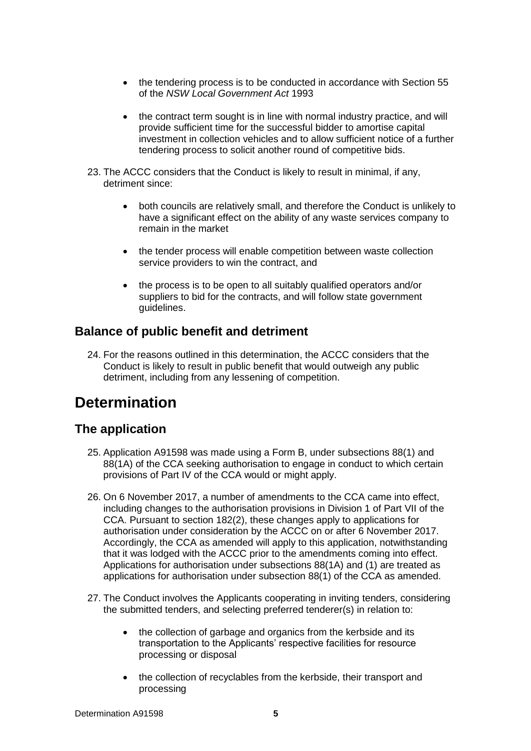- the tendering process is to be conducted in accordance with Section 55 of the *NSW Local Government Act* 1993

- the contract term sought is in line with normal industry practice, and will provide sufficient time for the successful bidder to amortise capital investment in collection vehicles and to allow sufficient notice of a further tendering process to solicit another round of competitive bids.

23. The ACCC considers that the Conduct is likely to result in minimal, if any, detriment since:

    - both councils are relatively small, and therefore the Conduct is unlikely to have a significant effect on the ability of any waste services company to remain in the market

    - the tender process will enable competition between waste collection service providers to win the contract, and

    - the process is to be open to all suitably qualified operators and/or suppliers to bid for the contracts, and will follow state government guidelines.

## Balance of public benefit and detriment

24. For the reasons outlined in this determination, the ACCC considers that the Conduct is likely to result in public benefit that would outweigh any public detriment, including from any lessening of competition.

# Determination

## The application

25. Application A91598 was made using a Form B, under subsections 88(1) and 88(1A) of the CCA seeking authorisation to engage in conduct to which certain provisions of Part IV of the CCA would or might apply.

26. On 6 November 2017, a number of amendments to the CCA came into effect, including changes to the authorisation provisions in Division 1 of Part VII of the CCA. Pursuant to section 182(2), these changes apply to applications for authorisation under consideration by the ACCC on or after 6 November 2017. Accordingly, the CCA as amended will apply to this application, notwithstanding that it was lodged with the ACCC prior to the amendments coming into effect. Applications for authorisation under subsections 88(1A) and (1) are treated as applications for authorisation under subsection 88(1) of the CCA as amended.

27. The Conduct involves the Applicants cooperating in inviting tenders, considering the submitted tenders, and selecting preferred tenderer(s) in relation to:

    - the collection of garbage and organics from the kerbside and its transportation to the Applicants' respective facilities for resource processing or disposal

    - the collection of recyclables from the kerbside, their transport and processing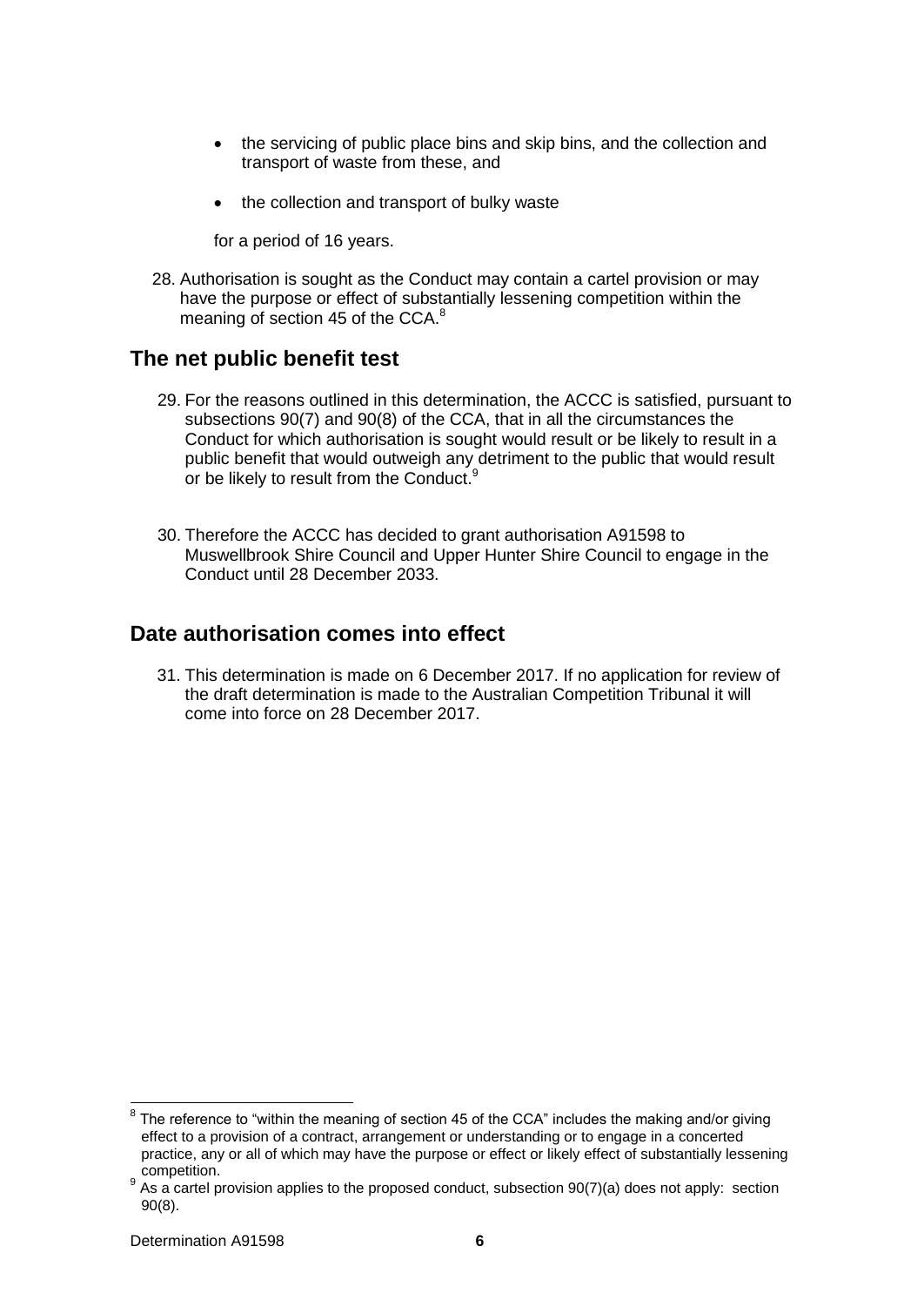- the servicing of public place bins and skip bins, and the collection and transport of waste from these, and
- the collection and transport of bulky waste

for a period of 16 years.

28. Authorisation is sought as the Conduct may contain a cartel provision or may have the purpose or effect of substantially lessening competition within the meaning of section 45 of the CCA.[8]

## The net public benefit test

29. For the reasons outlined in this determination, the ACCC is satisfied, pursuant to subsections 90(7) and 90(8) of the CCA, that in all the circumstances the Conduct for which authorisation is sought would result or be likely to result in a public benefit that would outweigh any detriment to the public that would result or be likely to result from the Conduct.[9]

30. Therefore the ACCC has decided to grant authorisation A91598 to Muswellbrook Shire Council and Upper Hunter Shire Council to engage in the Conduct until 28 December 2033.

## Date authorisation comes into effect

31. This determination is made on 6 December 2017. If no application for review of the draft determination is made to the Australian Competition Tribunal it will come into force on 28 December 2017.

---

[8] The reference to "within the meaning of section 45 of the CCA" includes the making and/or giving effect to a provision of a contract, arrangement or understanding or to engage in a concerted practice, any or all of which may have the purpose or effect or likely effect of substantially lessening competition.

[9] As a cartel provision applies to the proposed conduct, subsection 90(7)(a) does not apply: section 90(8).